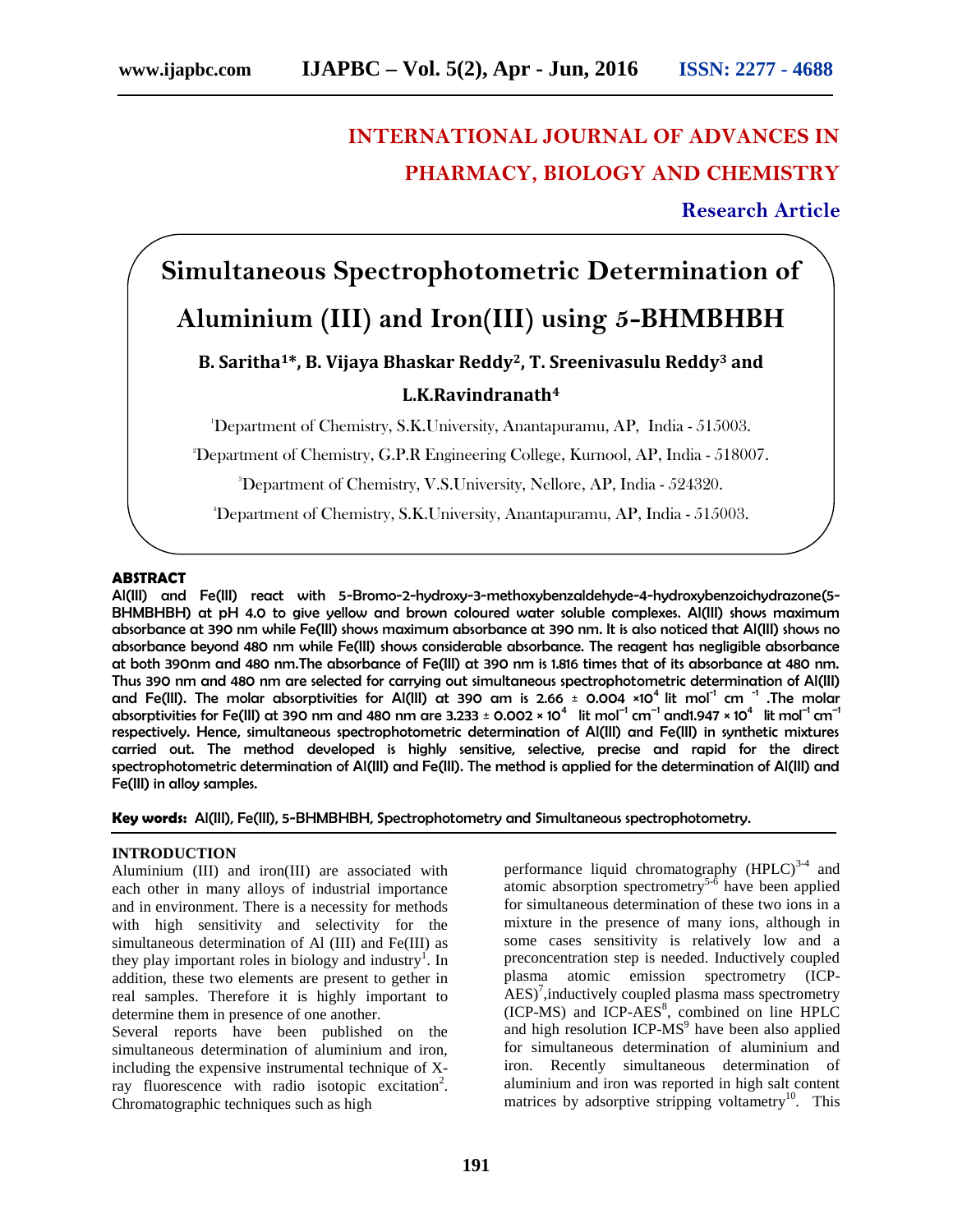# INTERNATIONAL JOURNAL OF ADVANCES IN PHARMACY, BIOLOGY AND CHEMISTRY

**Research Article**

# Simultaneous Spectrophotometric Determination of Aluminium (III) and Iron(III) using 5-BHMBHBH

**B. Saritha[1]*, B. Vijaya Bhaskar Reddy[2], T. Sreenivasulu Reddy[3] and L.K.Ravindranath[4]**

[1]Department of Chemistry, S.K.University, Anantapuramu, AP, India - 515003.

[2]Department of Chemistry, G.P.R Engineering College, Kurnool, AP, India - 518007.

[3]Department of Chemistry, V.S.University, Nellore, AP, India - 524320.

[4]Department of Chemistry, S.K.University, Anantapuramu, AP, India - 515003.

## ABSTRACT

Al(III) and Fe(III) react with 5-Bromo-2-hydroxy-3-methoxybenzaldehyde-4-hydroxybenzoichydrazone(5-BHMBHBH) at pH 4.0 to give yellow and brown coloured water soluble complexes. Al(III) shows maximum absorbance at 390 nm while Fe(III) shows maximum absorbance at 390 nm. It is also noticed that Al(III) shows no absorbance beyond 480 nm while Fe(III) shows considerable absorbance. The reagent has negligible absorbance at both 390nm and 480 nm.The absorbance of Fe(III) at 390 nm is 1.816 times that of its absorbance at 480 nm. Thus 390 nm and 480 nm are selected for carrying out simultaneous spectrophotometric determination of Al(III) and Fe(III). The molar absorptivities for Al(III) at 390 am is 2.66 ± 0.004 $\times 10^4$ lit $mol^{-1}$ $cm^{-1}$ .The molar absorptivities for Fe(III) at 390 nm and 480 nm are 3.233 ± 0.002 × $10^4$ lit $mol^{-1}$ $cm^{-1}$ and1.947 × $10^4$ lit $mol^{-1}$ $cm^{-1}$ respectively. Hence, simultaneous spectrophotometric determination of Al(III) and Fe(III) in synthetic mixtures carried out. The method developed is highly sensitive, selective, precise and rapid for the direct spectrophotometric determination of Al(III) and Fe(III). The method is applied for the determination of Al(III) and Fe(III) in alloy samples.

**Key words:** Al(III), Fe(III), 5-BHMBHBH, Spectrophotometry and Simultaneous spectrophotometry.

## INTRODUCTION

Aluminium (III) and iron(III) are associated with each other in many alloys of industrial importance and in environment. There is a necessity for methods with high sensitivity and selectivity for the simultaneous determination of Al (III) and Fe(III) as they play important roles in biology and industry[1]. In addition, these two elements are present to gether in real samples. Therefore it is highly important to determine them in presence of one another.

Several reports have been published on the simultaneous determination of aluminium and iron, including the expensive instrumental technique of X-ray fluorescence with radio isotopic excitation[2]. Chromatographic techniques such as high performance liquid chromatography (HPLC)[3-4] and atomic absorption spectrometry[5-6] have been applied for simultaneous determination of these two ions in a mixture in the presence of many ions, although in some cases sensitivity is relatively low and a preconcentration step is needed. Inductively coupled plasma atomic emission spectrometry (ICP-AES)[7],inductively coupled plasma mass spectrometry (ICP-MS) and ICP-AES[8], combined on line HPLC and high resolution ICP-MS[9] have been also applied for simultaneous determination of aluminium and iron. Recently simultaneous determination of aluminium and iron was reported in high salt content matrices by adsorptive stripping voltametry[10]. This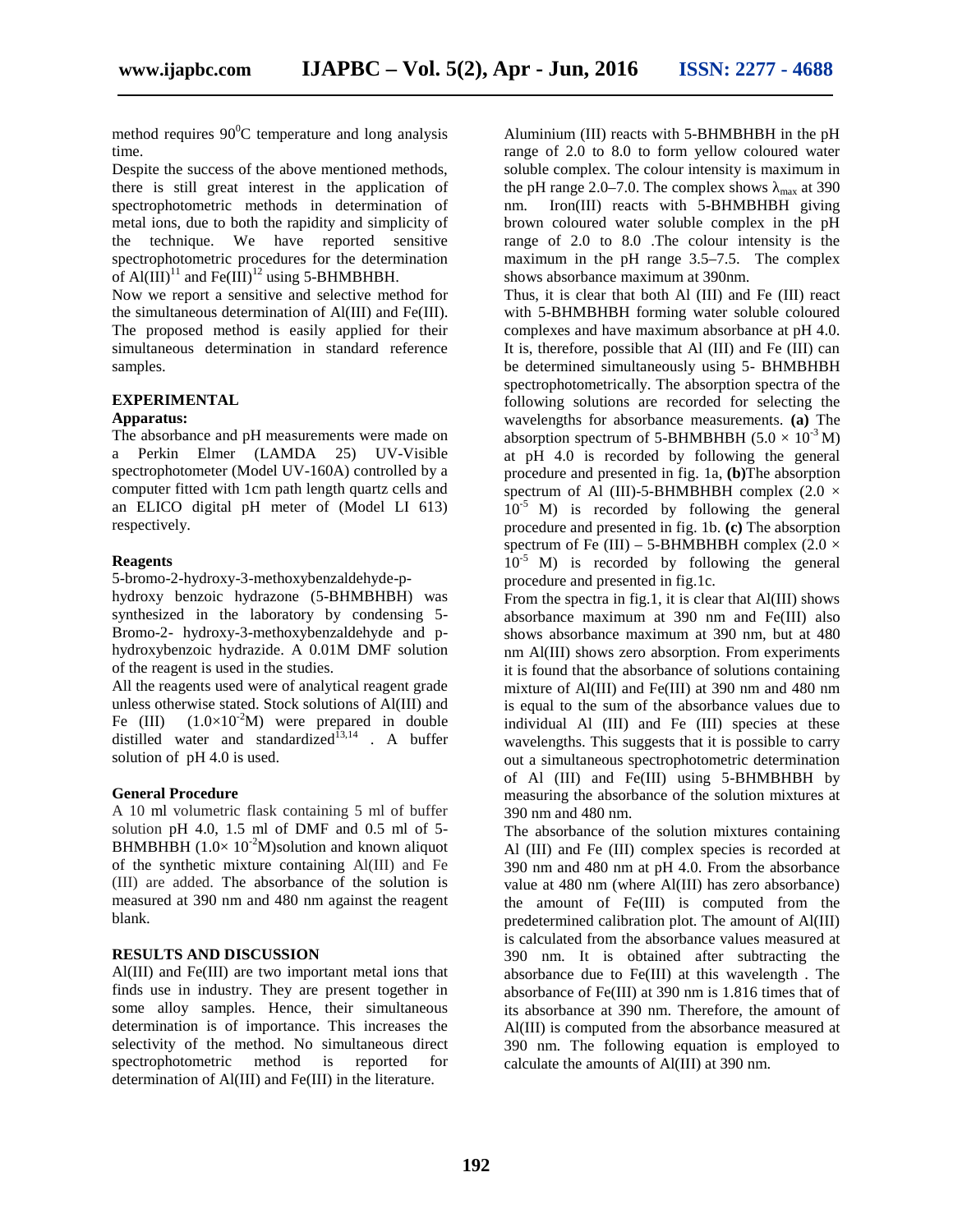method requires $90^0$C temperature and long analysis time.

Despite the success of the above mentioned methods, there is still great interest in the application of spectrophotometric methods in determination of metal ions, due to both the rapidity and simplicity of the technique. We have reported sensitive spectrophotometric procedures for the determination of Al(III)[11] and Fe(III)[12] using 5-BHMBHBH.

Now we report a sensitive and selective method for the simultaneous determination of Al(III) and Fe(III). The proposed method is easily applied for their simultaneous determination in standard reference samples.

## EXPERIMENTAL

### Apparatus:

The absorbance and pH measurements were made on a Perkin Elmer (LAMDA 25) UV-Visible spectrophotometer (Model UV-160A) controlled by a computer fitted with 1cm path length quartz cells and an ELICO digital pH meter of (Model LI 613) respectively.

### Reagents

5-bromo-2-hydroxy-3-methoxybenzaldehyde-p-hydroxy benzoic hydrazone (5-BHMBHBH) was synthesized in the laboratory by condensing 5-Bromo-2- hydroxy-3-methoxybenzaldehyde and p-hydroxybenzoic hydrazide. A 0.01M DMF solution of the reagent is used in the studies.

All the reagents used were of analytical reagent grade unless otherwise stated. Stock solutions of Al(III) and Fe (III) ($1.0\times10^{-2}$M) were prepared in double distilled water and standardized[13,14] . A buffer solution of pH 4.0 is used.

### General Procedure

A 10 ml volumetric flask containing 5 ml of buffer solution pH 4.0, 1.5 ml of DMF and 0.5 ml of 5-BHMBHBH ($1.0\times 10^{-2}$M)solution and known aliquot of the synthetic mixture containing Al(III) and Fe (III) are added. The absorbance of the solution is measured at 390 nm and 480 nm against the reagent blank.

## RESULTS AND DISCUSSION

Al(III) and Fe(III) are two important metal ions that finds use in industry. They are present together in some alloy samples. Hence, their simultaneous determination is of importance. This increases the selectivity of the method. No simultaneous direct spectrophotometric method is reported for determination of Al(III) and Fe(III) in the literature.

Aluminium (III) reacts with 5-BHMBHBH in the pH range of 2.0 to 8.0 to form yellow coloured water soluble complex. The colour intensity is maximum in the pH range 2.0–7.0. The complex shows $\lambda_{max}$ at 390 nm. Iron(III) reacts with 5-BHMBHBH giving brown coloured water soluble complex in the pH range of 2.0 to 8.0 .The colour intensity is the maximum in the pH range 3.5–7.5. The complex shows absorbance maximum at 390nm.

Thus, it is clear that both Al (III) and Fe (III) react with 5-BHMBHBH forming water soluble coloured complexes and have maximum absorbance at pH 4.0. It is, therefore, possible that Al (III) and Fe (III) can be determined simultaneously using 5- BHMBHBH spectrophotometrically. The absorption spectra of the following solutions are recorded for selecting the wavelengths for absorbance measurements. **(a)** The absorption spectrum of 5-BHMBHBH ($5.0 \times 10^{-3}$ M) at pH 4.0 is recorded by following the general procedure and presented in fig. 1a, **(b)**The absorption spectrum of Al (III)-5-BHMBHBH complex ($2.0 \times 10^{-5}$ M) is recorded by following the general procedure and presented in fig. 1b. **(c)** The absorption spectrum of Fe (III) – 5-BHMBHBH complex ($2.0 \times 10^{-5}$ M) is recorded by following the general procedure and presented in fig.1c.

From the spectra in fig.1, it is clear that Al(III) shows absorbance maximum at 390 nm and Fe(III) also shows absorbance maximum at 390 nm, but at 480 nm Al(III) shows zero absorption. From experiments it is found that the absorbance of solutions containing mixture of Al(III) and Fe(III) at 390 nm and 480 nm is equal to the sum of the absorbance values due to individual Al (III) and Fe (III) species at these wavelengths. This suggests that it is possible to carry out a simultaneous spectrophotometric determination of Al (III) and Fe(III) using 5-BHMBHBH by measuring the absorbance of the solution mixtures at 390 nm and 480 nm.

The absorbance of the solution mixtures containing Al (III) and Fe (III) complex species is recorded at 390 nm and 480 nm at pH 4.0. From the absorbance value at 480 nm (where Al(III) has zero absorbance) the amount of Fe(III) is computed from the predetermined calibration plot. The amount of Al(III) is calculated from the absorbance values measured at 390 nm. It is obtained after subtracting the absorbance due to Fe(III) at this wavelength . The absorbance of Fe(III) at 390 nm is 1.816 times that of its absorbance at 390 nm. Therefore, the amount of Al(III) is computed from the absorbance measured at 390 nm. The following equation is employed to calculate the amounts of Al(III) at 390 nm.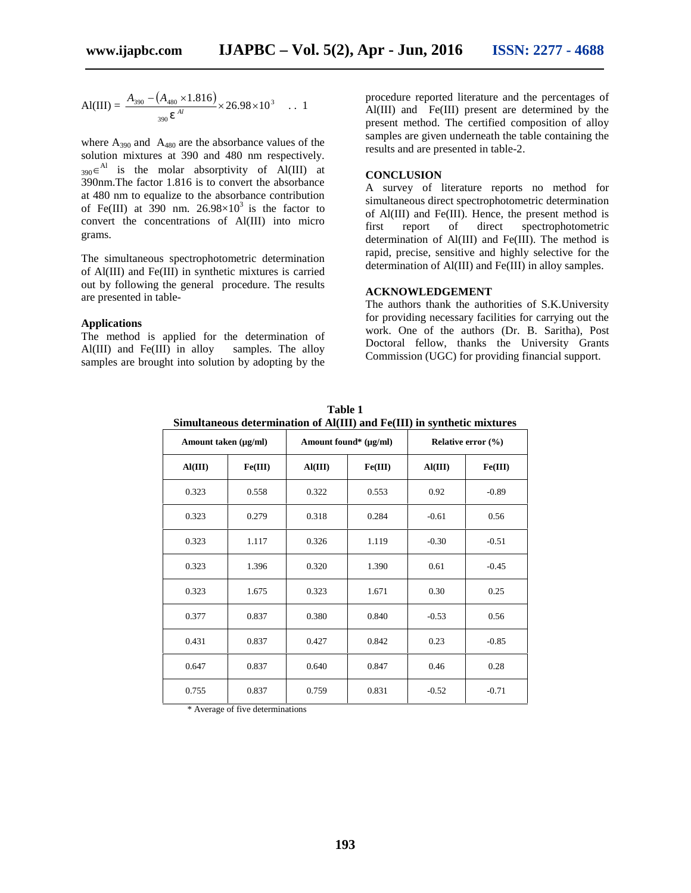$$\text{Al(III)} = \frac{A_{390} - (A_{480} \times 1.816)}{_{390}\varepsilon^{Al}} \times 26.98 \times 10^{3} \quad .. \; 1$$

where $A_{390}$ and $A_{480}$ are the absorbance values of the solution mixtures at 390 and 480 nm respectively. $_{390}\in^{Al}$ is the molar absorptivity of Al(III) at 390nm.The factor 1.816 is to convert the absorbance at 480 nm to equalize to the absorbance contribution of Fe(III) at 390 nm. $26.98\times10^{3}$ is the factor to convert the concentrations of Al(III) into micro grams.

The simultaneous spectrophotometric determination of Al(III) and Fe(III) in synthetic mixtures is carried out by following the general procedure. The results are presented in table-

### Applications

The method is applied for the determination of Al(III) and Fe(III) in alloy samples. The alloy samples are brought into solution by adopting by the procedure reported literature and the percentages of Al(III) and Fe(III) present are determined by the present method. The certified composition of alloy samples are given underneath the table containing the results and are presented in table-2.

### CONCLUSION

A survey of literature reports no method for simultaneous direct spectrophotometric determination of Al(III) and Fe(III). Hence, the present method is first report of direct spectrophotometric determination of Al(III) and Fe(III). The method is rapid, precise, sensitive and highly selective for the determination of Al(III) and Fe(III) in alloy samples.

### ACKNOWLEDGEMENT

The authors thank the authorities of S.K.University for providing necessary facilities for carrying out the work. One of the authors (Dr. B. Saritha), Post Doctoral fellow, thanks the University Grants Commission (UGC) for providing financial support.

**Table 1**
**Simultaneous determination of Al(III) and Fe(III) in synthetic mixtures**

| Amount taken (μg/ml) | | Amount found* (μg/ml) | | Relative error (%) | |
|---|---|---|---|---|---|
| **Al(III)** | **Fe(III)** | **Al(III)** | **Fe(III)** | **Al(III)** | **Fe(III)** |
| 0.323 | 0.558 | 0.322 | 0.553 | 0.92 | -0.89 |
| 0.323 | 0.279 | 0.318 | 0.284 | -0.61 | 0.56 |
| 0.323 | 1.117 | 0.326 | 1.119 | -0.30 | -0.51 |
| 0.323 | 1.396 | 0.320 | 1.390 | 0.61 | -0.45 |
| 0.323 | 1.675 | 0.323 | 1.671 | 0.30 | 0.25 |
| 0.377 | 0.837 | 0.380 | 0.840 | -0.53 | 0.56 |
| 0.431 | 0.837 | 0.427 | 0.842 | 0.23 | -0.85 |
| 0.647 | 0.837 | 0.640 | 0.847 | 0.46 | 0.28 |
| 0.755 | 0.837 | 0.759 | 0.831 | -0.52 | -0.71 |

\* Average of five determinations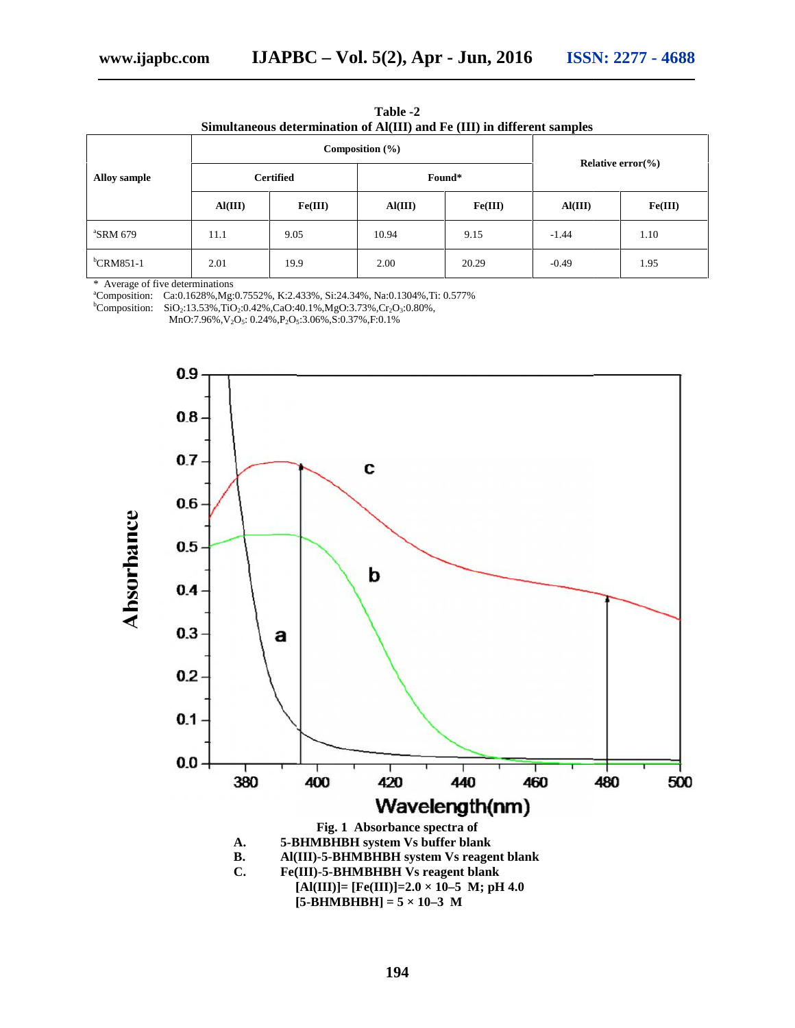**Table -2**
**Simultaneous determination of Al(III) and Fe (III) in different samples**

| Alloy sample | Composition (%) | | | | Relative error(%) | |
|---|---|---|---|---|---|---|
| | Certified | | Found* | | | |
| | Al(III) | Fe(III) | Al(III) | Fe(III) | Al(III) | Fe(III) |
| [a]SRM 679 | 11.1 | 9.05 | 10.94 | 9.15 | -1.44 | 1.10 |
| [b]CRM851-1 | 2.01 | 19.9 | 2.00 | 20.29 | -0.49 | 1.95 |

\* Average of five determinations
[a]Composition: Ca:0.1628%,Mg:0.7552%, K:2.433%, Si:24.34%, Na:0.1304%,Ti: 0.577%
[b]Composition: $SiO_2$:13.53%,$TiO_2$:0.42%,CaO:40.1%,MgO:3.73%,$Cr_2O_3$:0.80%, MnO:7.96%,$V_2O_5$: 0.24%,$P_2O_5$:3.06%,S:0.37%,F:0.1%

**Fig. 1 Absorbance spectra of**
**A. 5-BHMBHBH system Vs buffer blank**
**B. Al(III)-5-BHMBHBH system Vs reagent blank**
**C. Fe(III)-5-BHMBHBH Vs reagent blank**
**[Al(III)]= [Fe(III)]=2.0 × 10–5 M; pH 4.0**
**[5-BHMBHBH] = 5 × 10–3 M**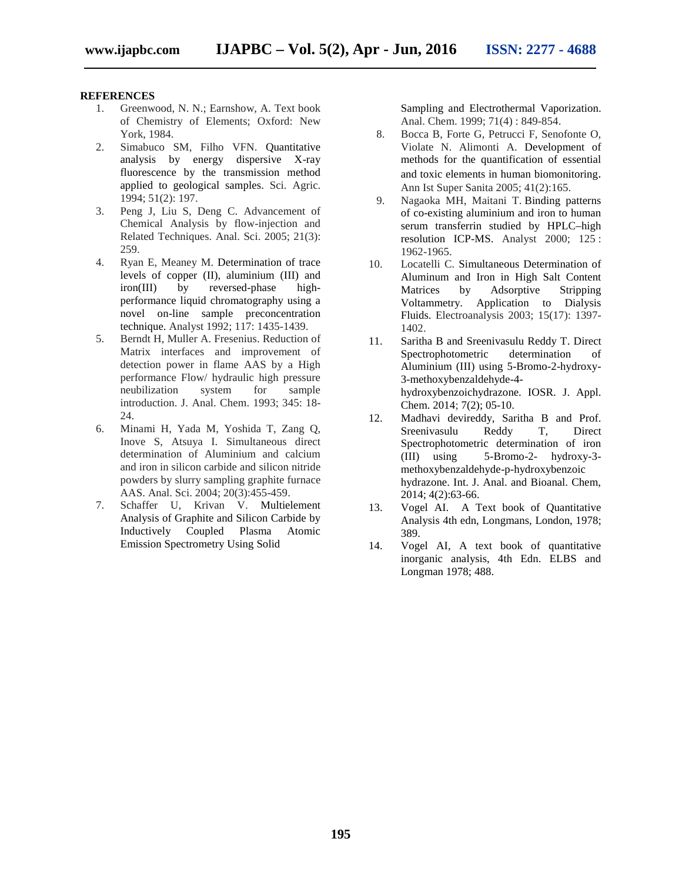## REFERENCES

1. Greenwood, N. N.; Earnshow, A. Text book of Chemistry of Elements; Oxford: New York, 1984.
2. Simabuco SM, Filho VFN. Quantitative analysis by energy dispersive X-ray fluorescence by the transmission method applied to geological samples. Sci. Agric. 1994; 51(2): 197.
3. Peng J, Liu S, Deng C. Advancement of Chemical Analysis by flow-injection and Related Techniques. Anal. Sci. 2005; 21(3): 259.
4. Ryan E, Meaney M. Determination of trace levels of copper (II), aluminium (III) and iron(III) by reversed-phase high-performance liquid chromatography using a novel on-line sample preconcentration technique. Analyst 1992; 117: 1435-1439.
5. Berndt H, Muller A. Fresenius. Reduction of Matrix interfaces and improvement of detection power in flame AAS by a High performance Flow/ hydraulic high pressure neubilization system for sample introduction. J. Anal. Chem. 1993; 345: 18-24.
6. Minami H, Yada M, Yoshida T, Zang Q, Inove S, Atsuya I. Simultaneous direct determination of Aluminium and calcium and iron in silicon carbide and silicon nitride powders by slurry sampling graphite furnace AAS. Anal. Sci. 2004; 20(3):455-459.
7. Schaffer U, Krivan V. Multielement Analysis of Graphite and Silicon Carbide by Inductively Coupled Plasma Atomic Emission Spectrometry Using Solid Sampling and Electrothermal Vaporization. Anal. Chem. 1999; 71(4) : 849-854.
8. Bocca B, Forte G, Petrucci F, Senofonte O, Violate N. Alimonti A. Development of methods for the quantification of essential and toxic elements in human biomonitoring. Ann Ist Super Sanita 2005; 41(2):165.
9. Nagaoka MH, Maitani T. Binding patterns of co-existing aluminium and iron to human serum transferrin studied by HPLC–high resolution ICP-MS. Analyst 2000; 125 : 1962-1965.
10. Locatelli C. Simultaneous Determination of Aluminum and Iron in High Salt Content Matrices by Adsorptive Stripping Voltammetry. Application to Dialysis Fluids. Electroanalysis 2003; 15(17): 1397-1402.
11. Saritha B and Sreenivasulu Reddy T. Direct Spectrophotometric determination of Aluminium (III) using 5-Bromo-2-hydroxy-3-methoxybenzaldehyde-4-hydroxybenzoichydrazone. IOSR. J. Appl. Chem. 2014; 7(2); 05-10.
12. Madhavi devireddy, Saritha B and Prof. Sreenivasulu Reddy T, Direct Spectrophotometric determination of iron (III) using 5-Bromo-2- hydroxy-3-methoxybenzaldehyde-p-hydroxybenzoic hydrazone. Int. J. Anal. and Bioanal. Chem, 2014; 4(2):63-66.
13. Vogel AI. A Text book of Quantitative Analysis 4th edn, Longmans, London, 1978; 389.
14. Vogel AI, A text book of quantitative inorganic analysis, 4th Edn. ELBS and Longman 1978; 488.